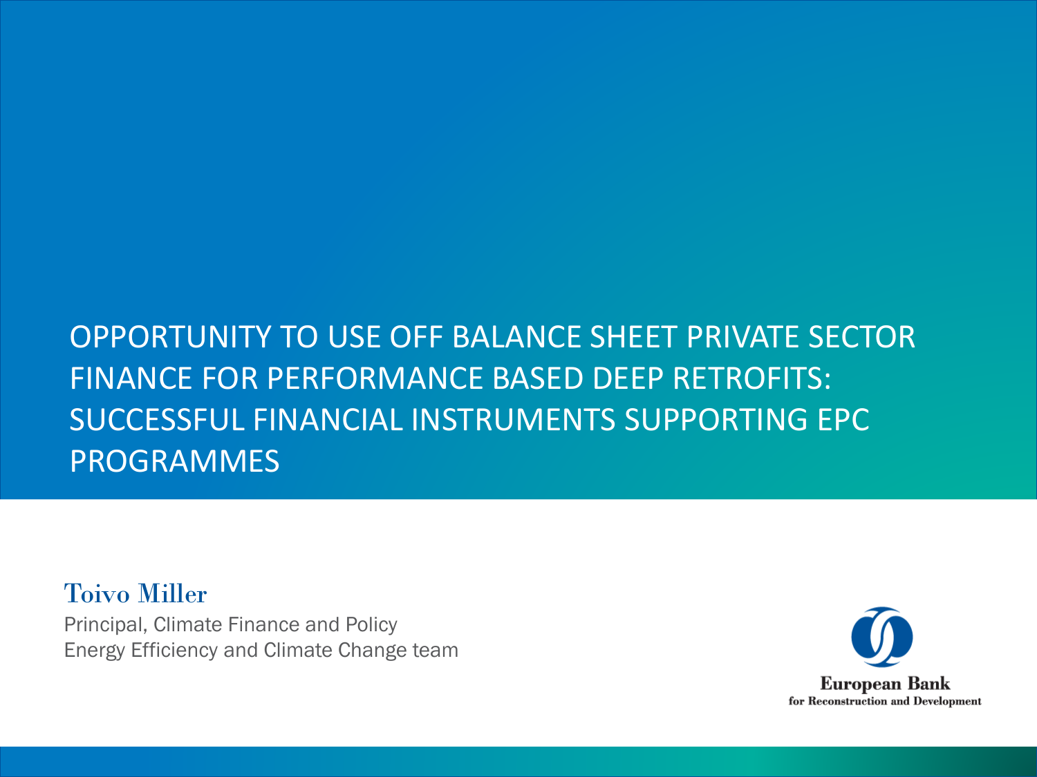# OPPORTUNITY TO USE OFF BALANCE SHEET PRIVATE SECTOR FINANCE FOR PERFORMANCE BASED DEEP RETROFITS: SUCCESSFUL FINANCIAL INSTRUMENTS SUPPORTING EPC PROGRAMMES

**Toivo Miller**

Principal, Climate Finance and Policy
Energy Efficiency and Climate Change team

European Bank
for Reconstruction and Development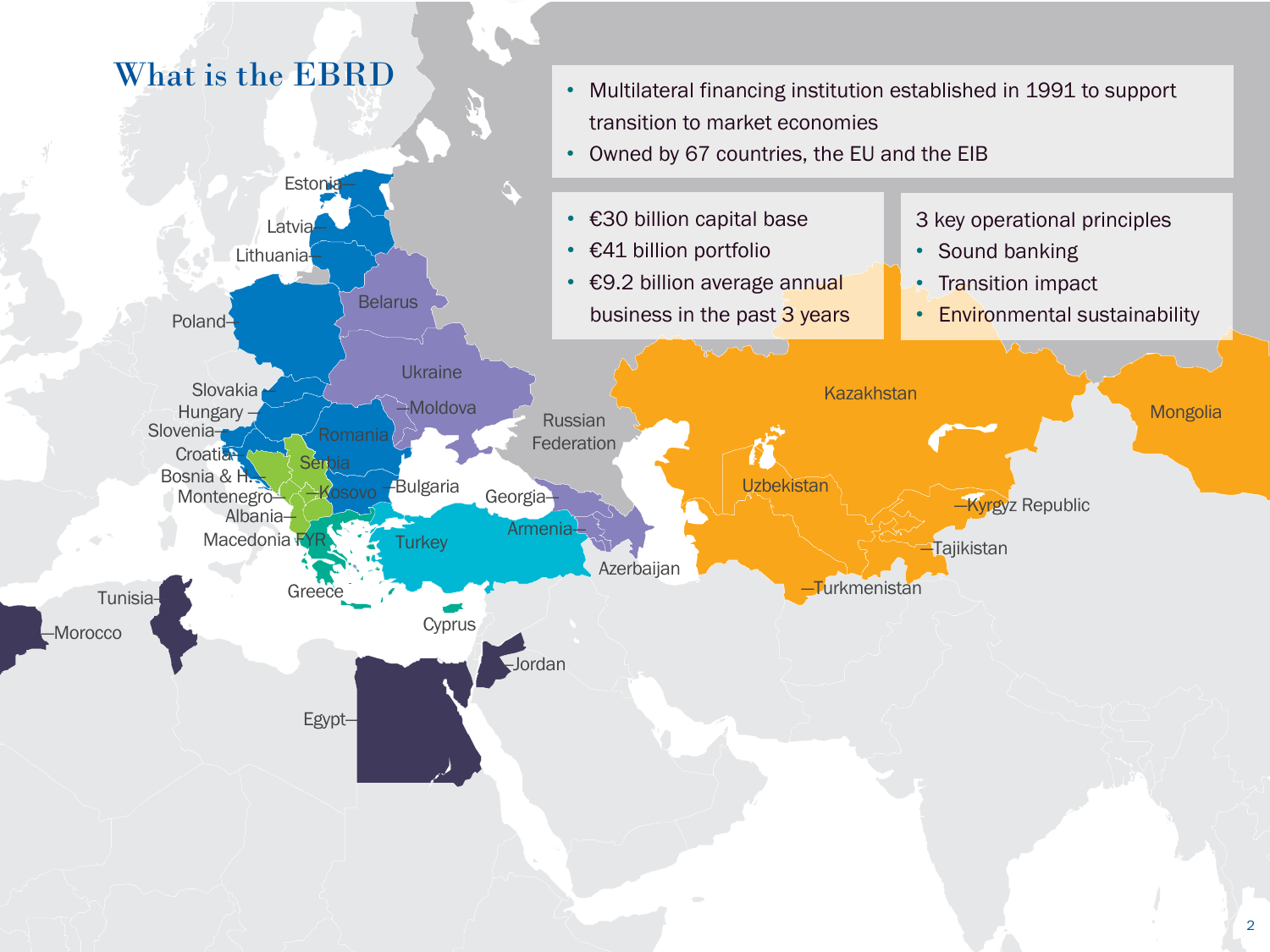# What is the EBRD

- Multilateral financing institution established in 1991 to support transition to market economies
- Owned by 67 countries, the EU and the EIB

- €30 billion capital base
- €41 billion portfolio
- €9.2 billion average annual business in the past 3 years

3 key operational principles

- Sound banking
- Transition impact
- Environmental sustainability

Estonia, Latvia, Lithuania, Poland, Belarus, Ukraine, Moldova, Slovakia, Hungary, Slovenia, Croatia, Romania, Serbia, Bosnia & H., Montenegro, Kosovo, Bulgaria, Albania, Macedonia FYR, Greece, Cyprus, Turkey, Georgia, Armenia, Azerbaijan, Russian Federation, Kazakhstan, Mongolia, Uzbekistan, Kyrgyz Republic, Tajikistan, Turkmenistan, Tunisia, Morocco, Egypt, Jordan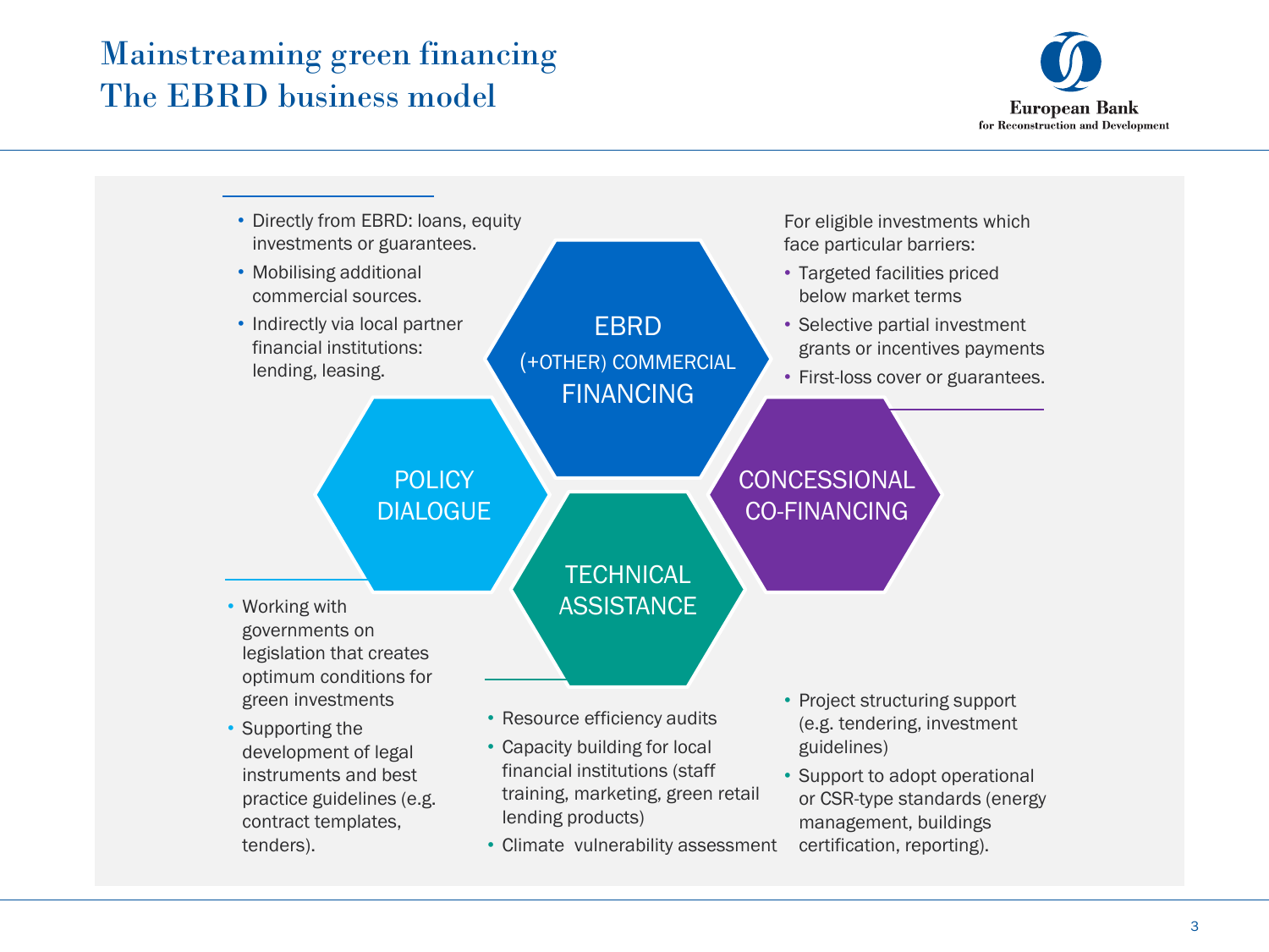# Mainstreaming green financing
## The EBRD business model

### EBRD (+OTHER) COMMERCIAL FINANCING

- Directly from EBRD: loans, equity investments or guarantees.
- Mobilising additional commercial sources.
- Indirectly via local partner financial institutions: lending, leasing.

### CONCESSIONAL CO-FINANCING

For eligible investments which face particular barriers:

- Targeted facilities priced below market terms
- Selective partial investment grants or incentives payments
- First-loss cover or guarantees.

### POLICY DIALOGUE

- Working with governments on legislation that creates optimum conditions for green investments
- Supporting the development of legal instruments and best practice guidelines (e.g. contract templates, tenders).

### TECHNICAL ASSISTANCE

- Resource efficiency audits
- Capacity building for local financial institutions (staff training, marketing, green retail lending products)
- Climate vulnerability assessment
- Project structuring support (e.g. tendering, investment guidelines)
- Support to adopt operational or CSR-type standards (energy management, buildings certification, reporting).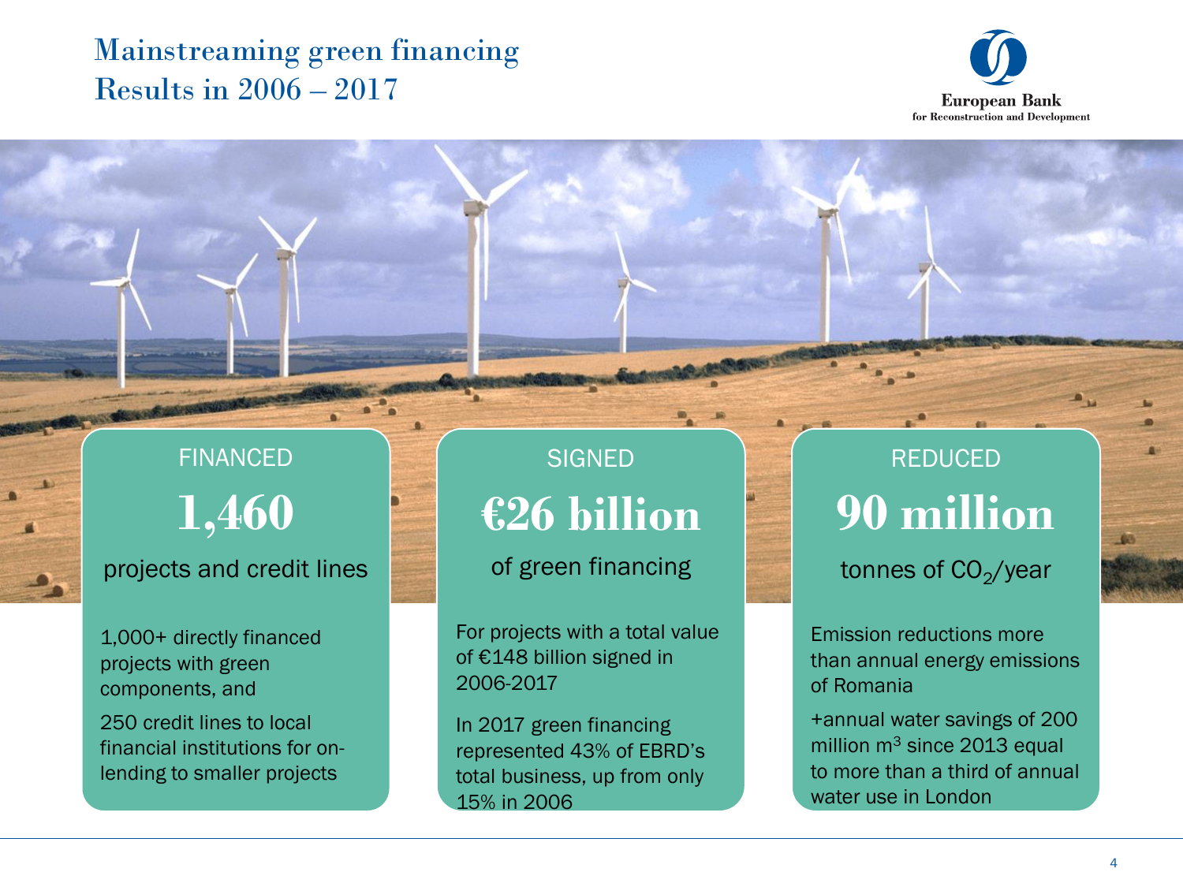# Mainstreaming green financing
## Results in 2006 – 2017

European Bank
for Reconstruction and Development

### FINANCED

**1,460**

projects and credit lines

1,000+ directly financed projects with green components, and

250 credit lines to local financial institutions for on-lending to smaller projects

### SIGNED

**€26 billion**

of green financing

For projects with a total value of €148 billion signed in 2006-2017

In 2017 green financing represented 43% of EBRD's total business, up from only 15% in 2006

### REDUCED

**90 million**

tonnes of $CO_2$/year

Emission reductions more than annual energy emissions of Romania

+annual water savings of 200 million $m^3$ since 2013 equal to more than a third of annual water use in London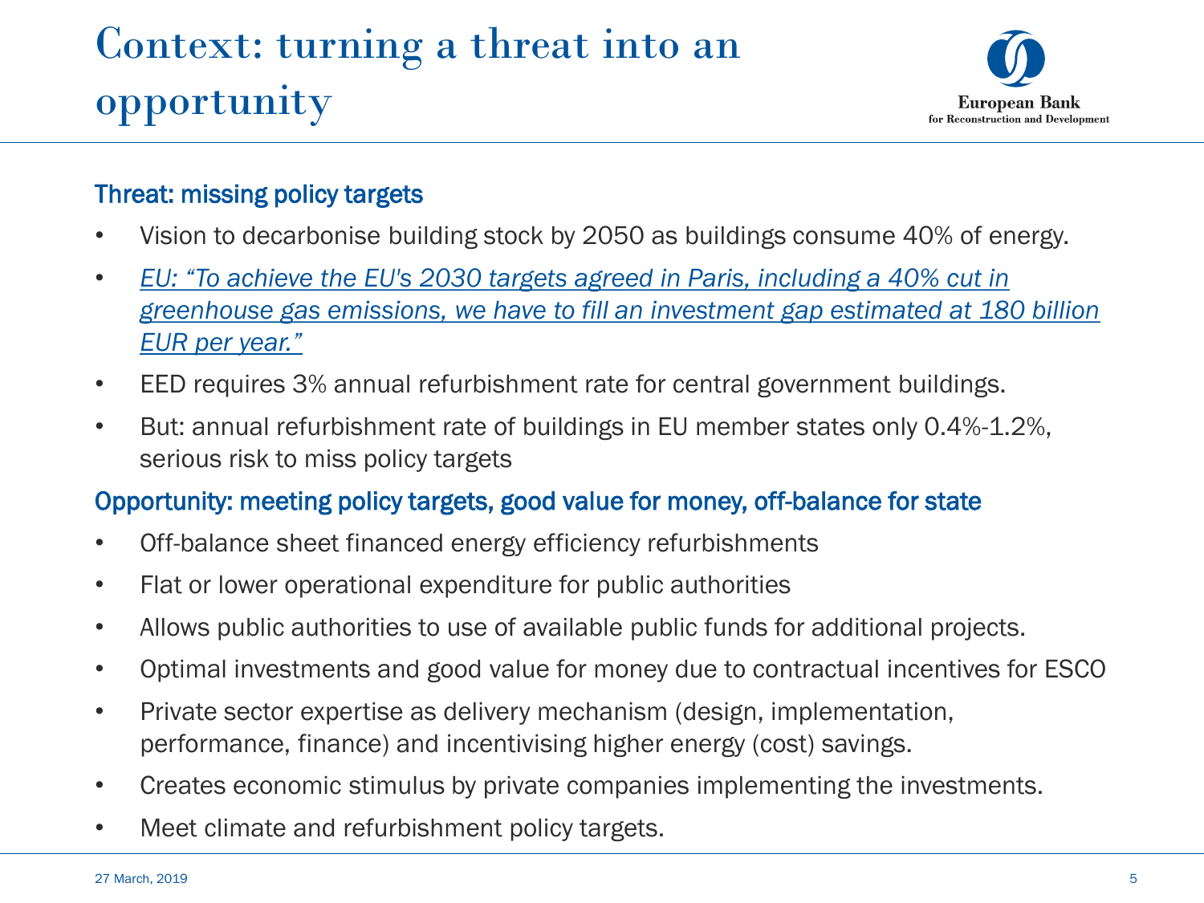# Context: turning a threat into an opportunity

European Bank for Reconstruction and Development

## Threat: missing policy targets

- Vision to decarbonise building stock by 2050 as buildings consume 40% of energy.
- *EU: "To achieve the EU's 2030 targets agreed in Paris, including a 40% cut in greenhouse gas emissions, we have to fill an investment gap estimated at 180 billion EUR per year."*
- EED requires 3% annual refurbishment rate for central government buildings.
- But: annual refurbishment rate of buildings in EU member states only 0.4%-1.2%, serious risk to miss policy targets

## Opportunity: meeting policy targets, good value for money, off-balance for state

- Off-balance sheet financed energy efficiency refurbishments
- Flat or lower operational expenditure for public authorities
- Allows public authorities to use of available public funds for additional projects.
- Optimal investments and good value for money due to contractual incentives for ESCO
- Private sector expertise as delivery mechanism (design, implementation, performance, finance) and incentivising higher energy (cost) savings.
- Creates economic stimulus by private companies implementing the investments.
- Meet climate and refurbishment policy targets.

27 March, 2019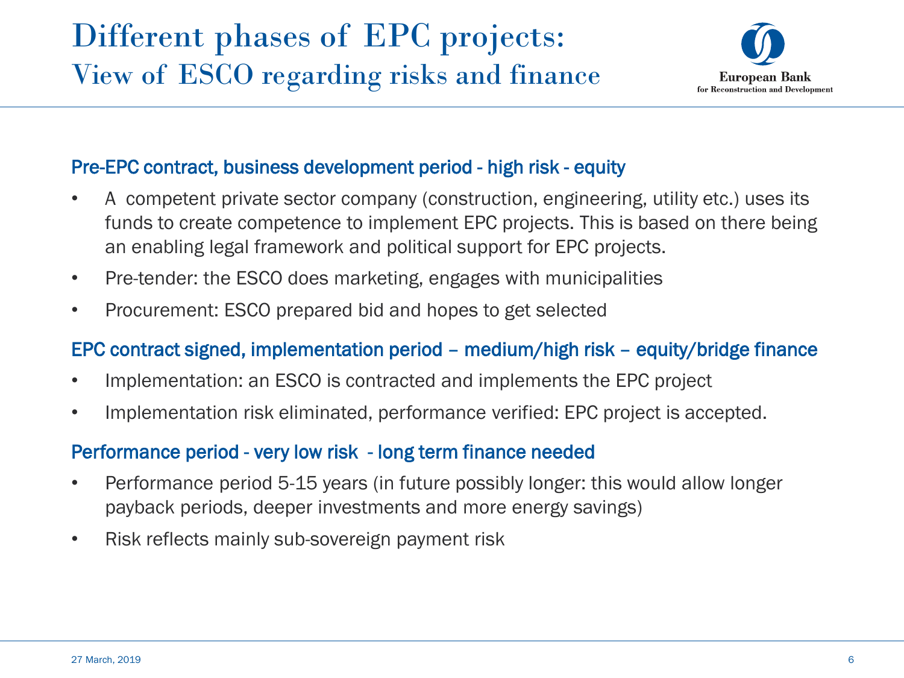# Different phases of EPC projects: View of ESCO regarding risks and finance

European Bank for Reconstruction and Development

### Pre-EPC contract, business development period - high risk - equity

- A competent private sector company (construction, engineering, utility etc.) uses its funds to create competence to implement EPC projects. This is based on there being an enabling legal framework and political support for EPC projects.
- Pre-tender: the ESCO does marketing, engages with municipalities
- Procurement: ESCO prepared bid and hopes to get selected

### EPC contract signed, implementation period – medium/high risk – equity/bridge finance

- Implementation: an ESCO is contracted and implements the EPC project
- Implementation risk eliminated, performance verified: EPC project is accepted.

### Performance period - very low risk - long term finance needed

- Performance period 5-15 years (in future possibly longer: this would allow longer payback periods, deeper investments and more energy savings)
- Risk reflects mainly sub-sovereign payment risk

27 March, 2019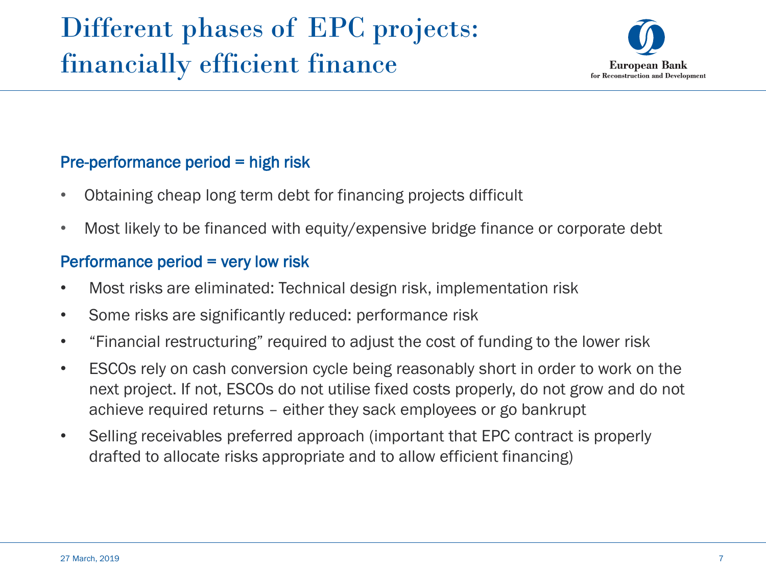# Different phases of EPC projects: financially efficient finance

### Pre-performance period = high risk

- Obtaining cheap long term debt for financing projects difficult
- Most likely to be financed with equity/expensive bridge finance or corporate debt

### Performance period = very low risk

- Most risks are eliminated: Technical design risk, implementation risk
- Some risks are significantly reduced: performance risk
- "Financial restructuring" required to adjust the cost of funding to the lower risk
- ESCOs rely on cash conversion cycle being reasonably short in order to work on the next project. If not, ESCOs do not utilise fixed costs properly, do not grow and do not achieve required returns – either they sack employees or go bankrupt
- Selling receivables preferred approach (important that EPC contract is properly drafted to allocate risks appropriate and to allow efficient financing)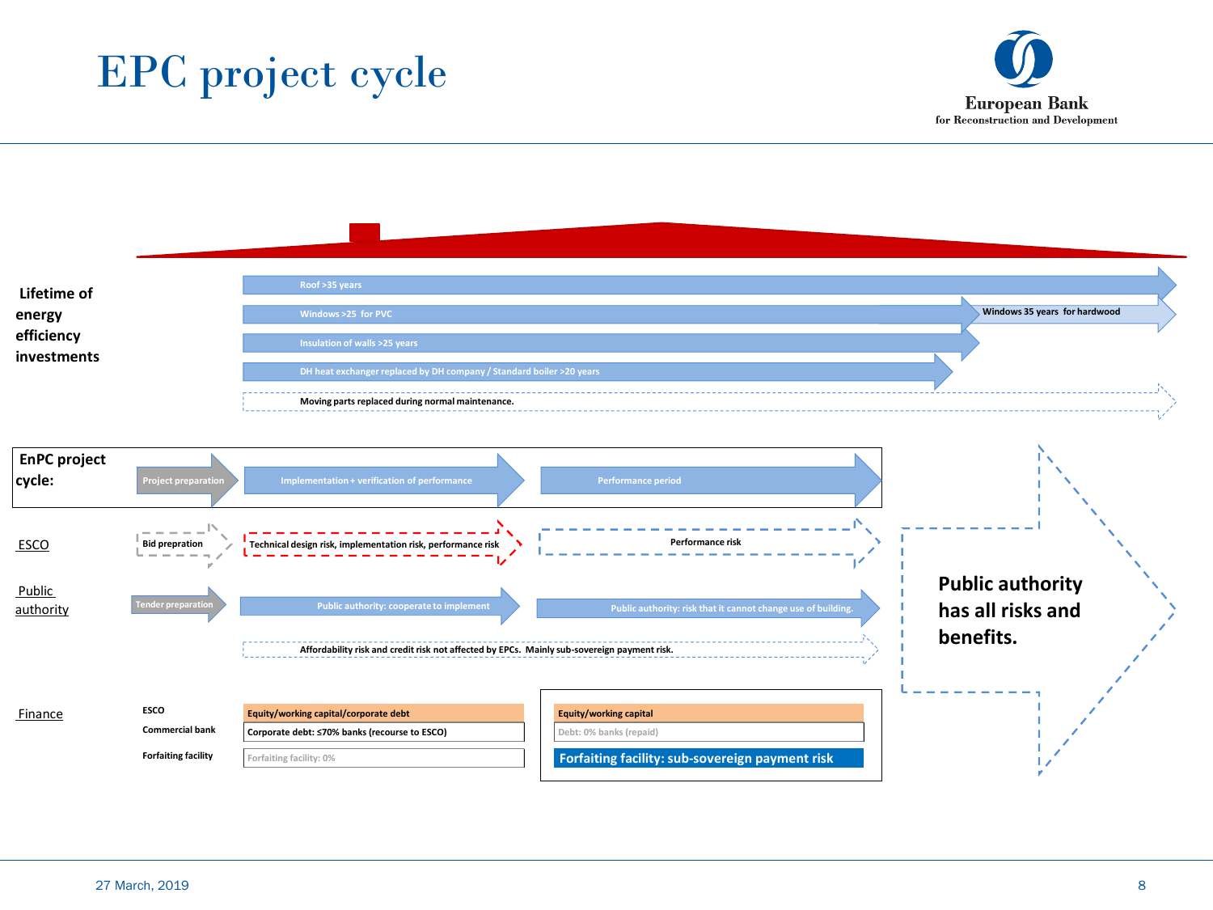# EPC project cycle

**Lifetime of energy efficiency investments**

- Roof >35 years
- Windows >25 for PVC — Windows 35 years for hardwood
- Insulation of walls >25 years
- DH heat exchanger replaced by DH company / Standard boiler >20 years
- Moving parts replaced during normal maintenance.

**EnPC project cycle:**

| | Project preparation | Implementation + verification of performance | Performance period |
|---|---|---|---|
| ESCO | Bid prepration | Technical design risk, implementation risk, performance risk | Performance risk |
| Public authority | Tender preparation | Public authority: cooperate to implement | Public authority: risk that it cannot change use of building. |

Affordability risk and credit risk not affected by EPCs. Mainly sub-sovereign payment risk.

**Finance**

| | Implementation | Performance period |
|---|---|---|
| ESCO | Equity/working capital/corporate debt | Equity/working capital |
| Commercial bank | Corporate debt: ≤70% banks (recourse to ESCO) | Debt: 0% banks (repaid) |
| Forfaiting facility | Forfaiting facility: 0% | Forfaiting facility: sub-sovereign payment risk |

**Public authority has all risks and benefits.**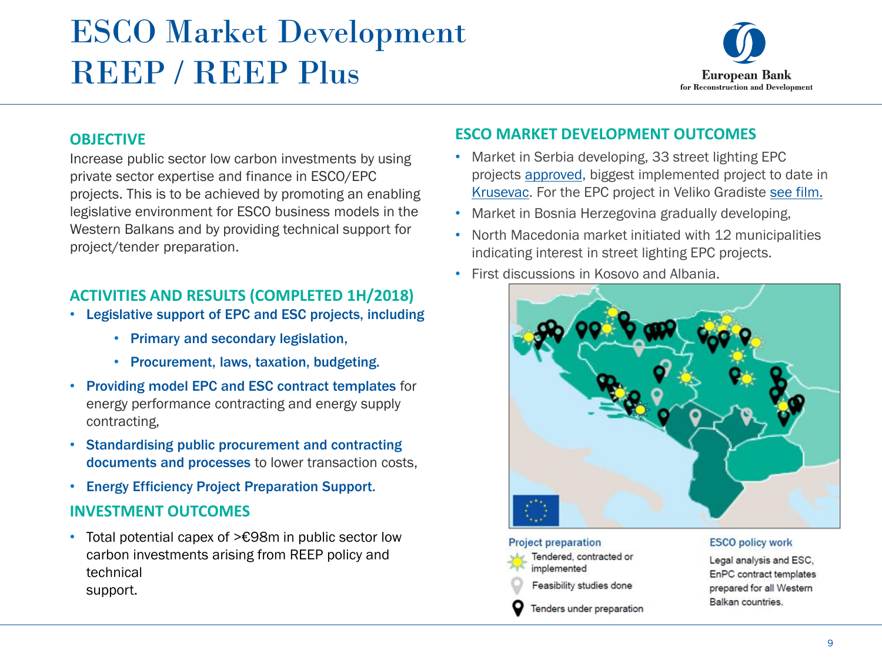# ESCO Market Development REEP / REEP Plus

## OBJECTIVE

Increase public sector low carbon investments by using private sector expertise and finance in ESCO/EPC projects. This is to be achieved by promoting an enabling legislative environment for ESCO business models in the Western Balkans and by providing technical support for project/tender preparation.

## ACTIVITIES AND RESULTS (COMPLETED 1H/2018)

- **Legislative support of EPC and ESC projects, including**
  - **Primary and secondary legislation,**
  - **Procurement, laws, taxation, budgeting.**
- **Providing model EPC and ESC contract templates** for energy performance contracting and energy supply contracting,
- **Standardising public procurement and contracting documents and processes** to lower transaction costs,
- **Energy Efficiency Project Preparation Support.**

## INVESTMENT OUTCOMES

- Total potential capex of >€98m in public sector low carbon investments arising from REEP policy and technical support.

## ESCO MARKET DEVELOPMENT OUTCOMES

- Market in Serbia developing, 33 street lighting EPC projects approved, biggest implemented project to date in Krusevac. For the EPC project in Veliko Gradiste see film.
- Market in Bosnia Herzegovina gradually developing,
- North Macedonia market initiated with 12 municipalities indicating interest in street lighting EPC projects.
- First discussions in Kosovo and Albania.

Project preparation
- Tendered, contracted or implemented
- Feasibility studies done
- Tenders under preparation

ESCO policy work

Legal analysis and ESC, EnPC contract templates prepared for all Western Balkan countries.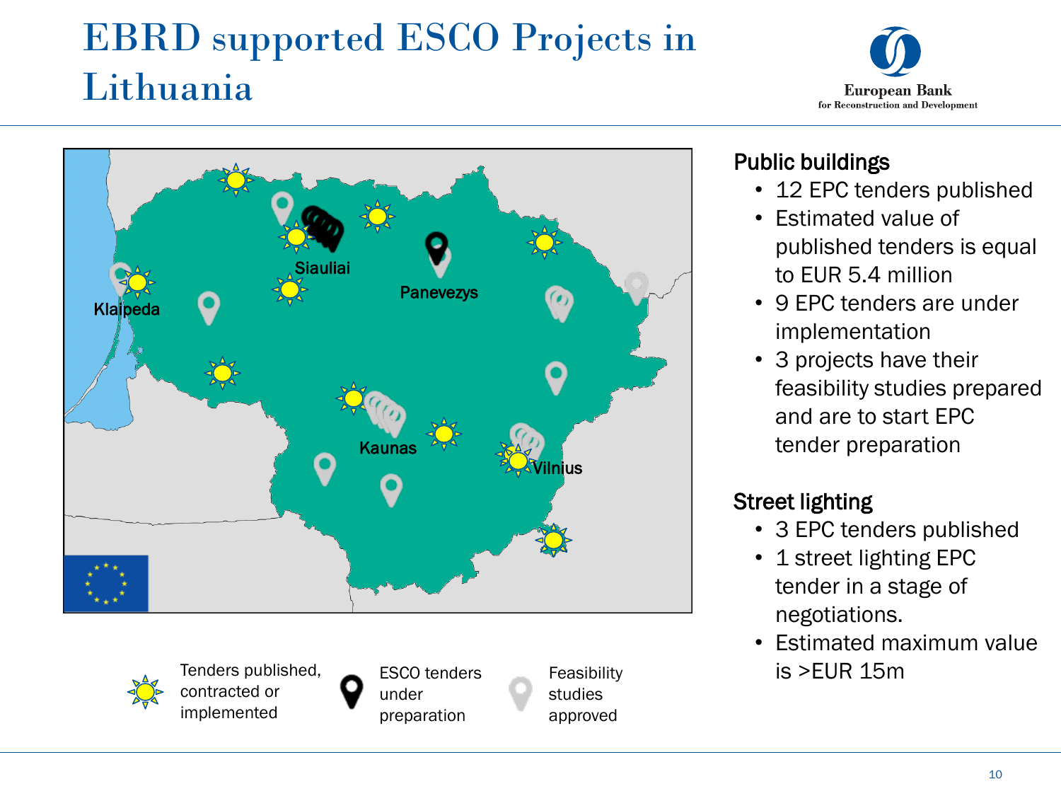# EBRD supported ESCO Projects in Lithuania

European Bank for Reconstruction and Development

Siauliai, Panevezys, Klaipeda, Kaunas, Vilnius

Tenders published, contracted or implemented

ESCO tenders under preparation

Feasibility studies approved

## Public buildings

- 12 EPC tenders published
- Estimated value of published tenders is equal to EUR 5.4 million
- 9 EPC tenders are under implementation
- 3 projects have their feasibility studies prepared and are to start EPC tender preparation

## Street lighting

- 3 EPC tenders published
- 1 street lighting EPC tender in a stage of negotiations.
- Estimated maximum value is >EUR 15m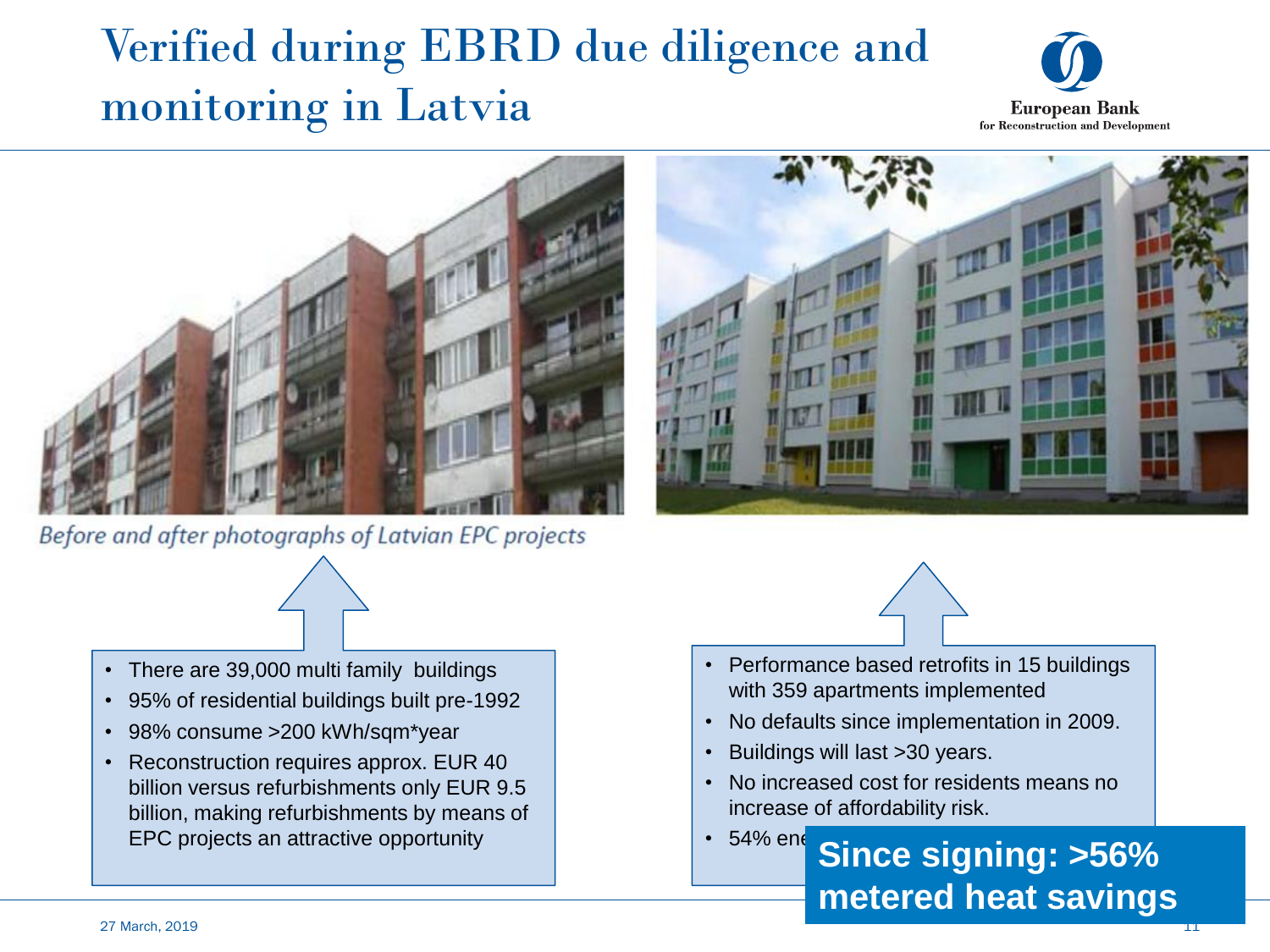# Verified during EBRD due diligence and monitoring in Latvia

*Before and after photographs of Latvian EPC projects*

- There are 39,000 multi family buildings
- 95% of residential buildings built pre-1992
- 98% consume >200 kWh/sqm*year
- Reconstruction requires approx. EUR 40 billion versus refurbishments only EUR 9.5 billion, making refurbishments by means of EPC projects an attractive opportunity

- Performance based retrofits in 15 buildings with 359 apartments implemented
- No defaults since implementation in 2009.
- Buildings will last >30 years.
- No increased cost for residents means no increase of affordability risk.
- 54% ene

**Since signing: >56% metered heat savings**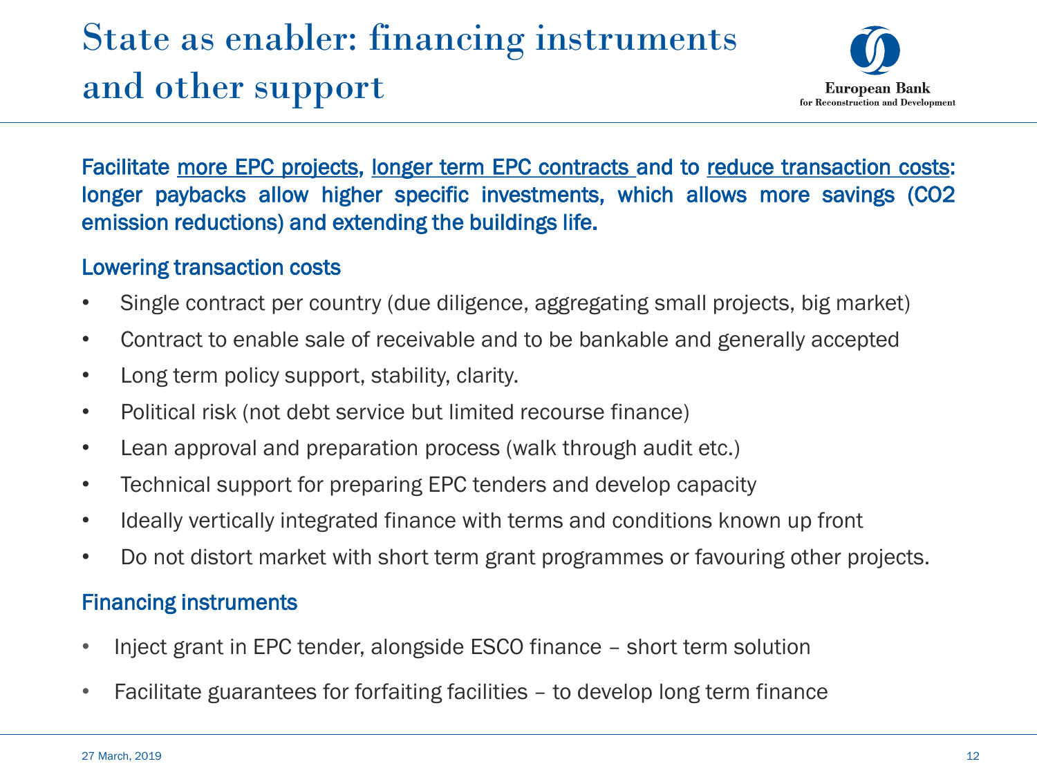# State as enabler: financing instruments and other support

European Bank for Reconstruction and Development

**Facilitate more EPC projects, longer term EPC contracts and to reduce transaction costs: longer paybacks allow higher specific investments, which allows more savings ($CO_2$ emission reductions) and extending the buildings life.**

## Lowering transaction costs

- Single contract per country (due diligence, aggregating small projects, big market)
- Contract to enable sale of receivable and to be bankable and generally accepted
- Long term policy support, stability, clarity.
- Political risk (not debt service but limited recourse finance)
- Lean approval and preparation process (walk through audit etc.)
- Technical support for preparing EPC tenders and develop capacity
- Ideally vertically integrated finance with terms and conditions known up front
- Do not distort market with short term grant programmes or favouring other projects.

## Financing instruments

- Inject grant in EPC tender, alongside ESCO finance – short term solution
- Facilitate guarantees for forfaiting facilities – to develop long term finance

27 March, 2019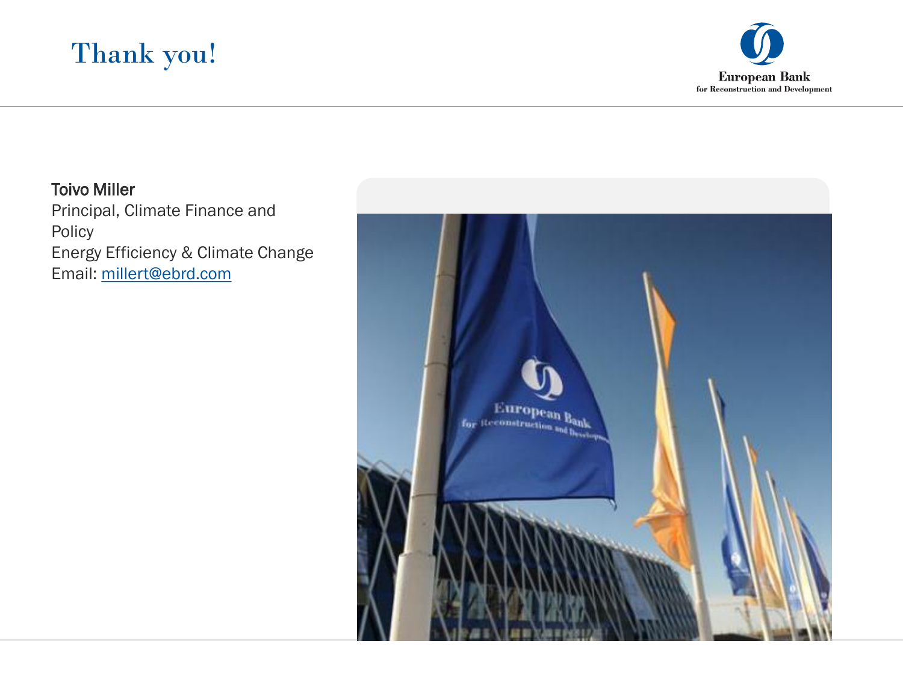# Thank you!

**Toivo Miller**
Principal, Climate Finance and Policy
Energy Efficiency & Climate Change
Email: millert@ebrd.com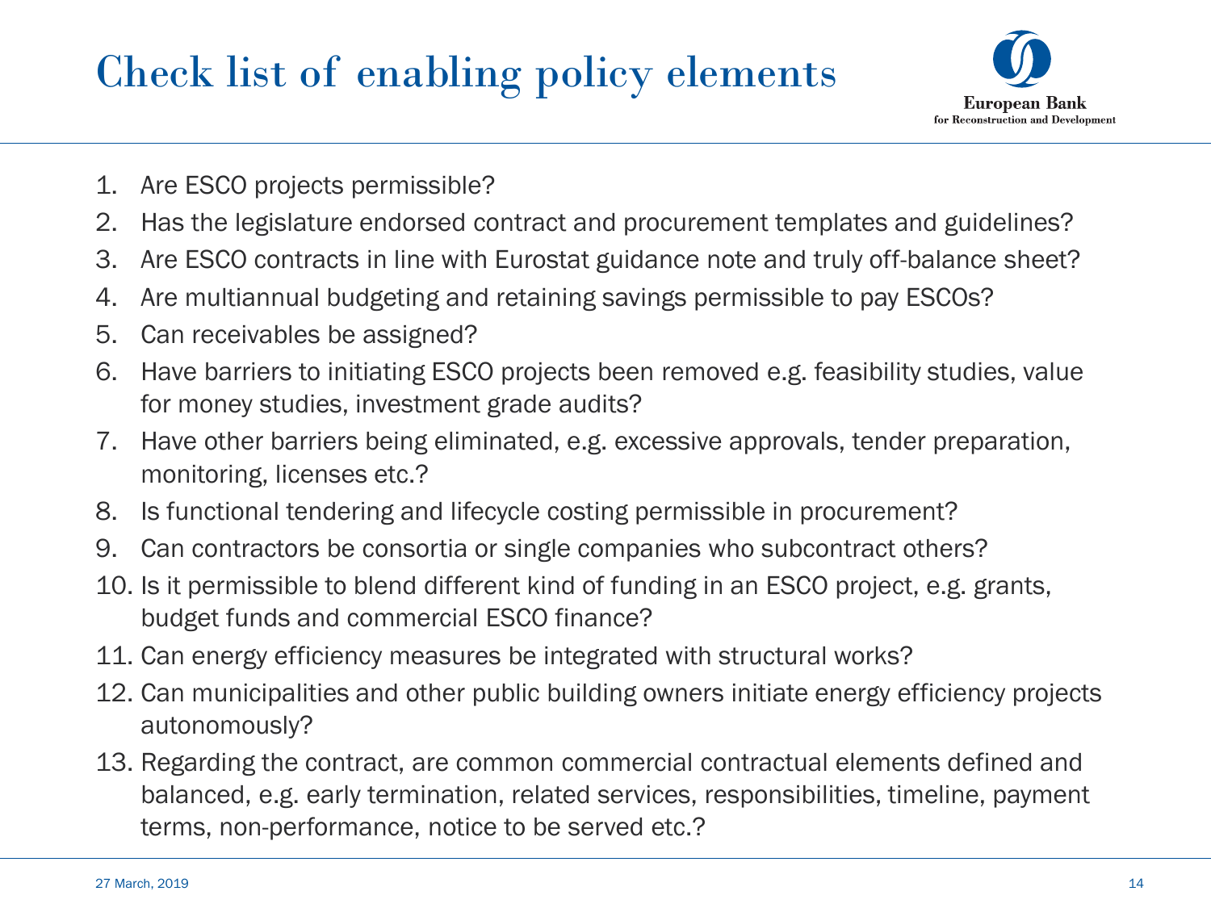# Check list of enabling policy elements

1. Are ESCO projects permissible?
2. Has the legislature endorsed contract and procurement templates and guidelines?
3. Are ESCO contracts in line with Eurostat guidance note and truly off-balance sheet?
4. Are multiannual budgeting and retaining savings permissible to pay ESCOs?
5. Can receivables be assigned?
6. Have barriers to initiating ESCO projects been removed e.g. feasibility studies, value for money studies, investment grade audits?
7. Have other barriers being eliminated, e.g. excessive approvals, tender preparation, monitoring, licenses etc.?
8. Is functional tendering and lifecycle costing permissible in procurement?
9. Can contractors be consortia or single companies who subcontract others?
10. Is it permissible to blend different kind of funding in an ESCO project, e.g. grants, budget funds and commercial ESCO finance?
11. Can energy efficiency measures be integrated with structural works?
12. Can municipalities and other public building owners initiate energy efficiency projects autonomously?
13. Regarding the contract, are common commercial contractual elements defined and balanced, e.g. early termination, related services, responsibilities, timeline, payment terms, non-performance, notice to be served etc.?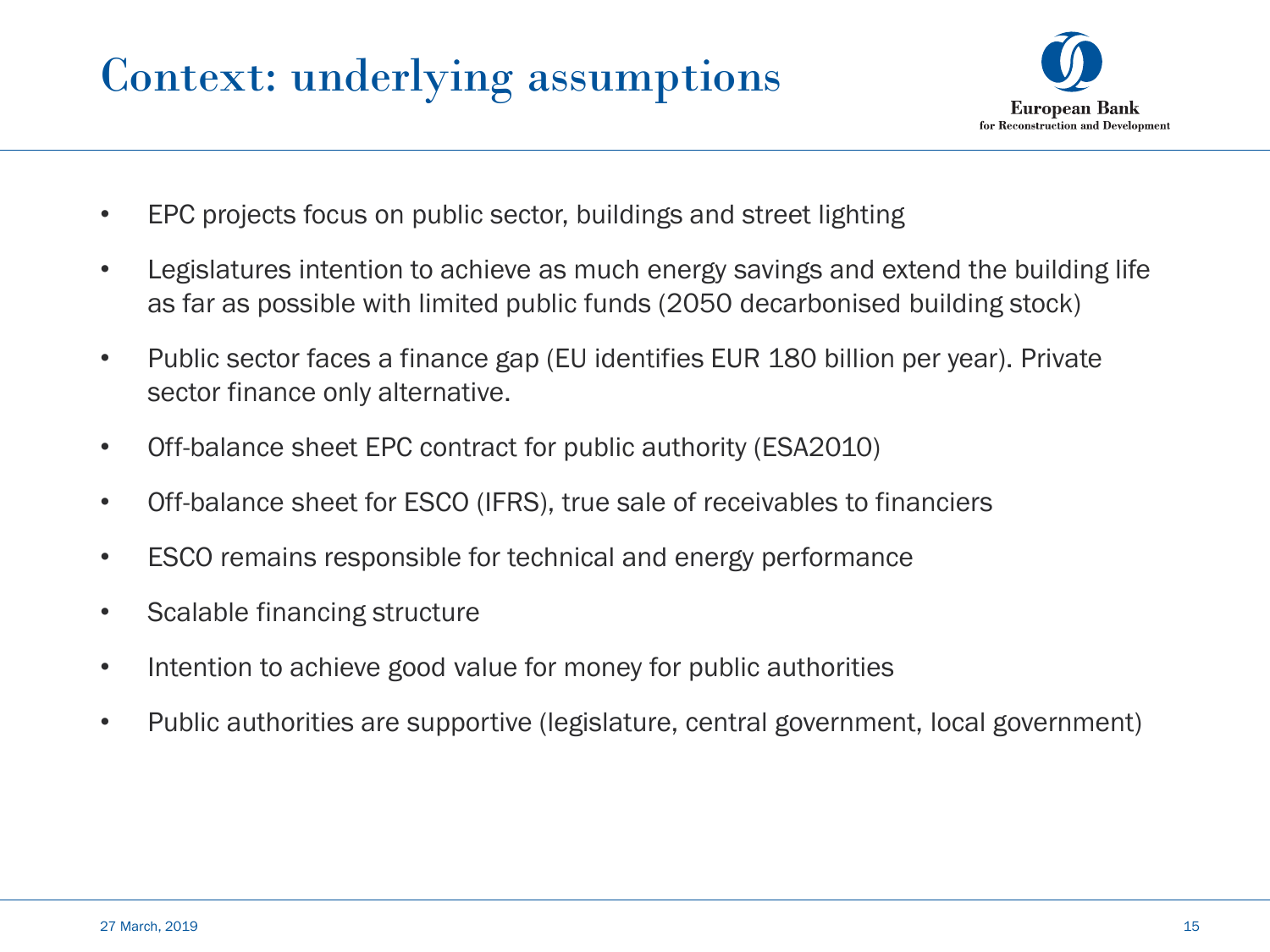# Context: underlying assumptions

- EPC projects focus on public sector, buildings and street lighting
- Legislatures intention to achieve as much energy savings and extend the building life as far as possible with limited public funds (2050 decarbonised building stock)
- Public sector faces a finance gap (EU identifies EUR 180 billion per year). Private sector finance only alternative.
- Off-balance sheet EPC contract for public authority (ESA2010)
- Off-balance sheet for ESCO (IFRS), true sale of receivables to financiers
- ESCO remains responsible for technical and energy performance
- Scalable financing structure
- Intention to achieve good value for money for public authorities
- Public authorities are supportive (legislature, central government, local government)